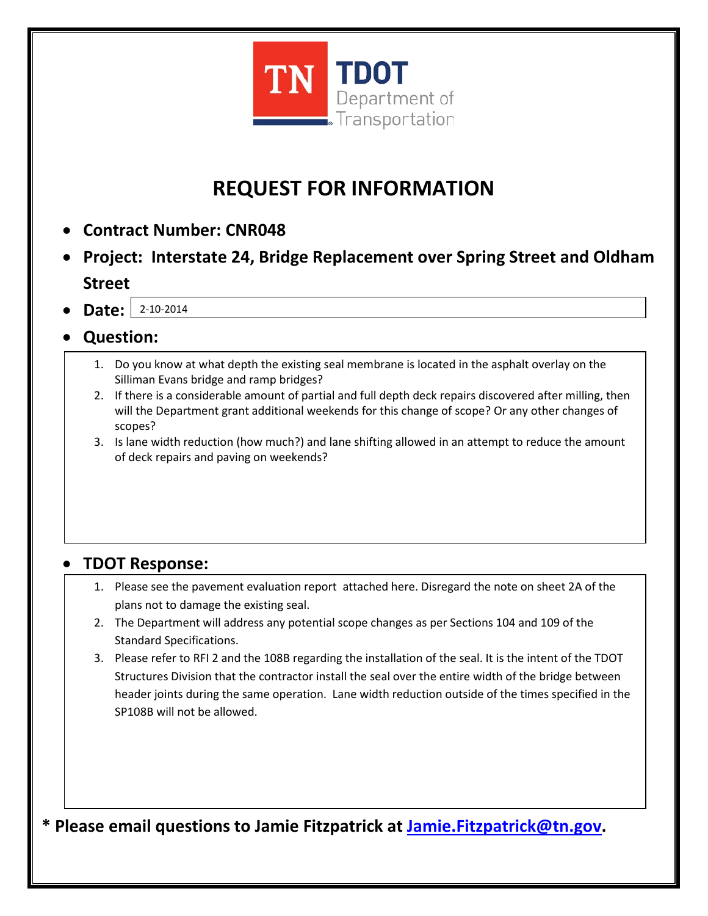TN TDOT Department of Transportation

# REQUEST FOR INFORMATION

- **Contract Number: CNR048**
- **Project: Interstate 24, Bridge Replacement over Spring Street and Oldham Street**
- **Date:** 2-10-2014
- **Question:**

1. Do you know at what depth the existing seal membrane is located in the asphalt overlay on the Silliman Evans bridge and ramp bridges?
2. If there is a considerable amount of partial and full depth deck repairs discovered after milling, then will the Department grant additional weekends for this change of scope? Or any other changes of scopes?
3. Is lane width reduction (how much?) and lane shifting allowed in an attempt to reduce the amount of deck repairs and paving on weekends?

- **TDOT Response:**

1. Please see the pavement evaluation report attached here. Disregard the note on sheet 2A of the plans not to damage the existing seal.
2. The Department will address any potential scope changes as per Sections 104 and 109 of the Standard Specifications.
3. Please refer to RFI 2 and the 108B regarding the installation of the seal. It is the intent of the TDOT Structures Division that the contractor install the seal over the entire width of the bridge between header joints during the same operation. Lane width reduction outside of the times specified in the SP108B will not be allowed.

**\* Please email questions to Jamie Fitzpatrick at [Jamie.Fitzpatrick@tn.gov](mailto:Jamie.Fitzpatrick@tn.gov).**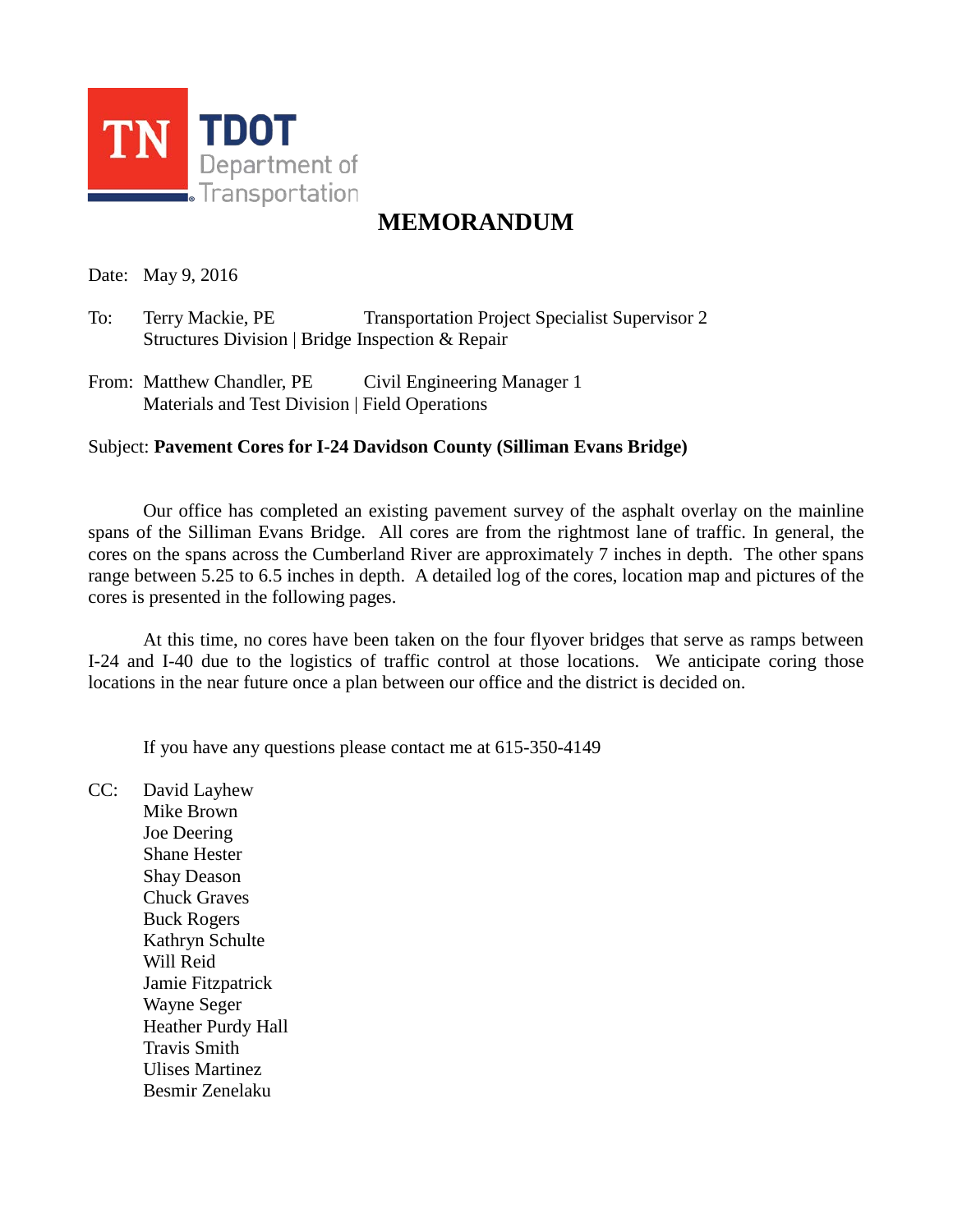TN TDOT Department of Transportation

# MEMORANDUM

Date: May 9, 2016

To: Terry Mackie, PE — Transportation Project Specialist Supervisor 2
Structures Division | Bridge Inspection & Repair

From: Matthew Chandler, PE — Civil Engineering Manager 1
Materials and Test Division | Field Operations

Subject: **Pavement Cores for I-24 Davidson County (Silliman Evans Bridge)**

Our office has completed an existing pavement survey of the asphalt overlay on the mainline spans of the Silliman Evans Bridge. All cores are from the rightmost lane of traffic. In general, the cores on the spans across the Cumberland River are approximately 7 inches in depth. The other spans range between 5.25 to 6.5 inches in depth. A detailed log of the cores, location map and pictures of the cores is presented in the following pages.

At this time, no cores have been taken on the four flyover bridges that serve as ramps between I-24 and I-40 due to the logistics of traffic control at those locations. We anticipate coring those locations in the near future once a plan between our office and the district is decided on.

If you have any questions please contact me at 615-350-4149

CC:
David Layhew
Mike Brown
Joe Deering
Shane Hester
Shay Deason
Chuck Graves
Buck Rogers
Kathryn Schulte
Will Reid
Jamie Fitzpatrick
Wayne Seger
Heather Purdy Hall
Travis Smith
Ulises Martinez
Besmir Zenelaku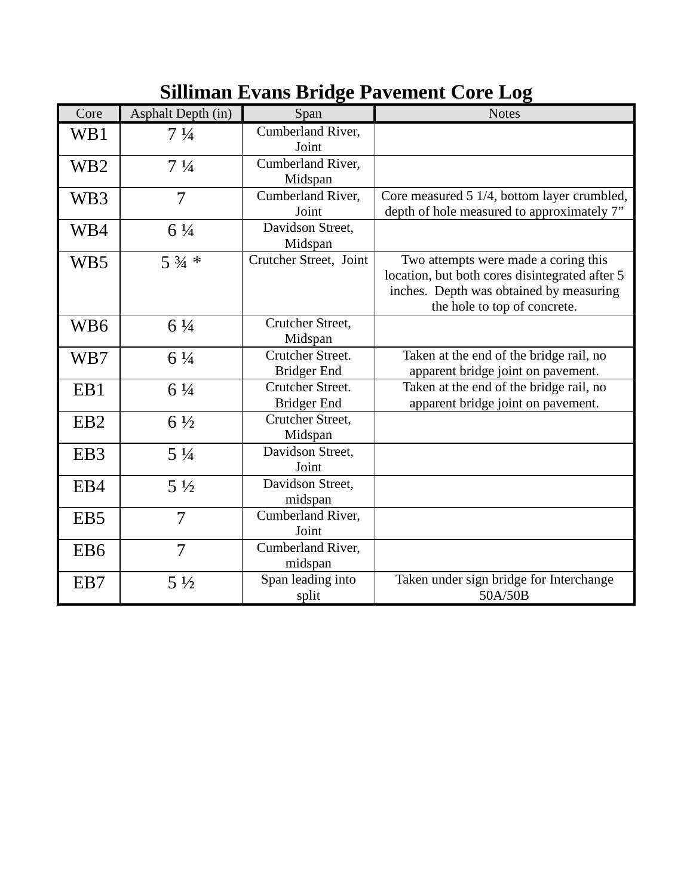# Silliman Evans Bridge Pavement Core Log

| Core | Asphalt Depth (in) | Span | Notes |
|---|---|---|---|
| WB1 | 7 ¼ | Cumberland River, Joint | |
| WB2 | 7 ¼ | Cumberland River, Midspan | |
| WB3 | 7 | Cumberland River, Joint | Core measured 5 1/4, bottom layer crumbled, depth of hole measured to approximately 7” |
| WB4 | 6 ¼ | Davidson Street, Midspan | |
| WB5 | 5 ¾ * | Crutcher Street, Joint | Two attempts were made a coring this location, but both cores disintegrated after 5 inches. Depth was obtained by measuring the hole to top of concrete. |
| WB6 | 6 ¼ | Crutcher Street, Midspan | |
| WB7 | 6 ¼ | Crutcher Street. Bridger End | Taken at the end of the bridge rail, no apparent bridge joint on pavement. |
| EB1 | 6 ¼ | Crutcher Street. Bridger End | Taken at the end of the bridge rail, no apparent bridge joint on pavement. |
| EB2 | 6 ½ | Crutcher Street, Midspan | |
| EB3 | 5 ¼ | Davidson Street, Joint | |
| EB4 | 5 ½ | Davidson Street, midspan | |
| EB5 | 7 | Cumberland River, Joint | |
| EB6 | 7 | Cumberland River, midspan | |
| EB7 | 5 ½ | Span leading into split | Taken under sign bridge for Interchange 50A/50B |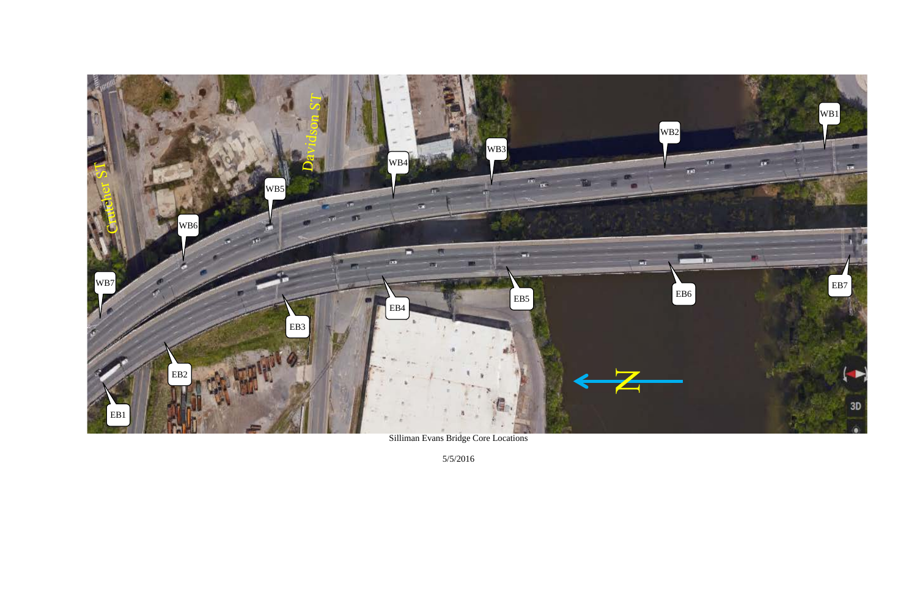Silliman Evans Bridge Core Locations

5/5/2016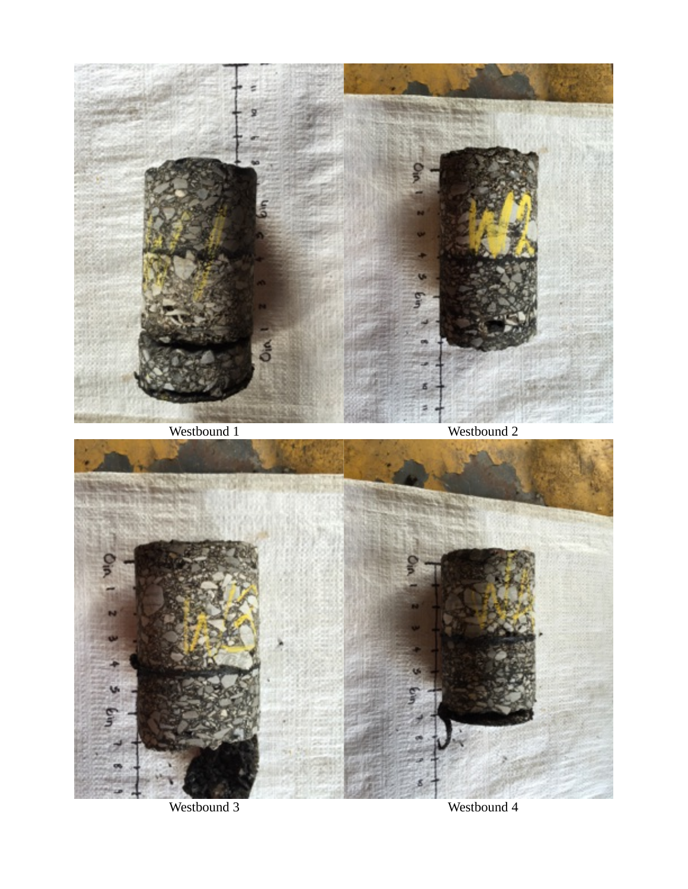Westbound 1

Westbound 2

Westbound 3

Westbound 4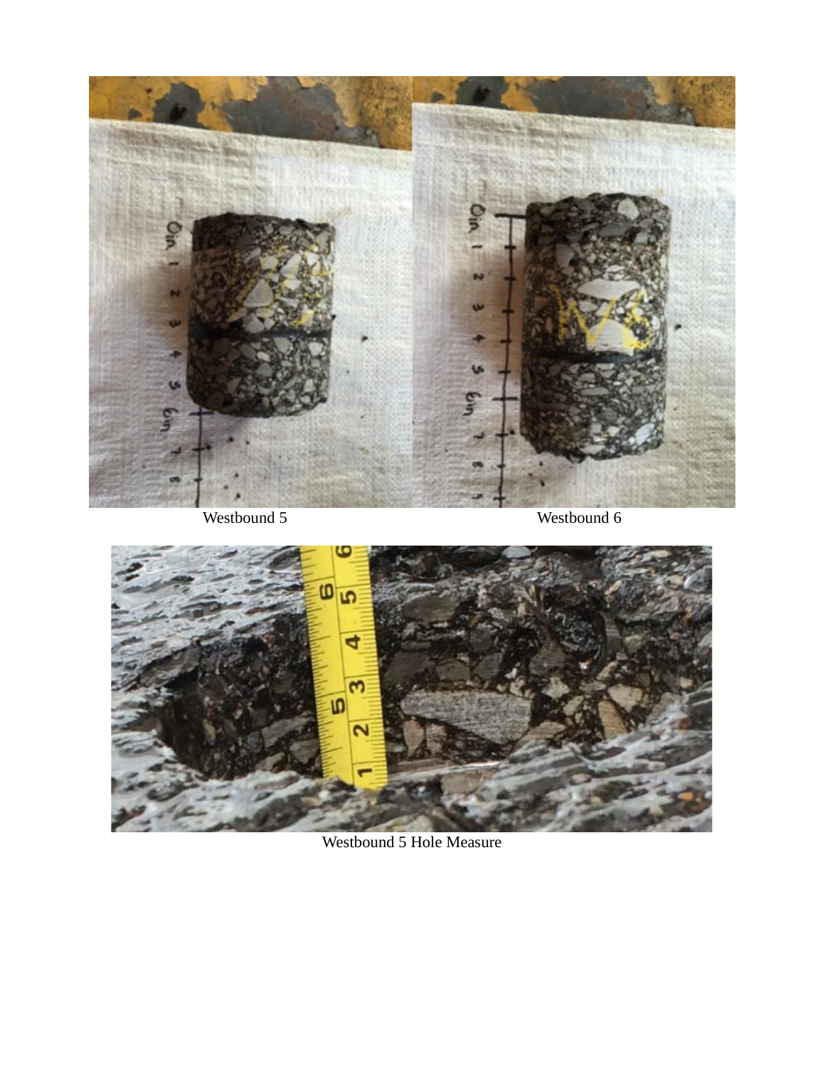Westbound 5

Westbound 6

Westbound 5 Hole Measure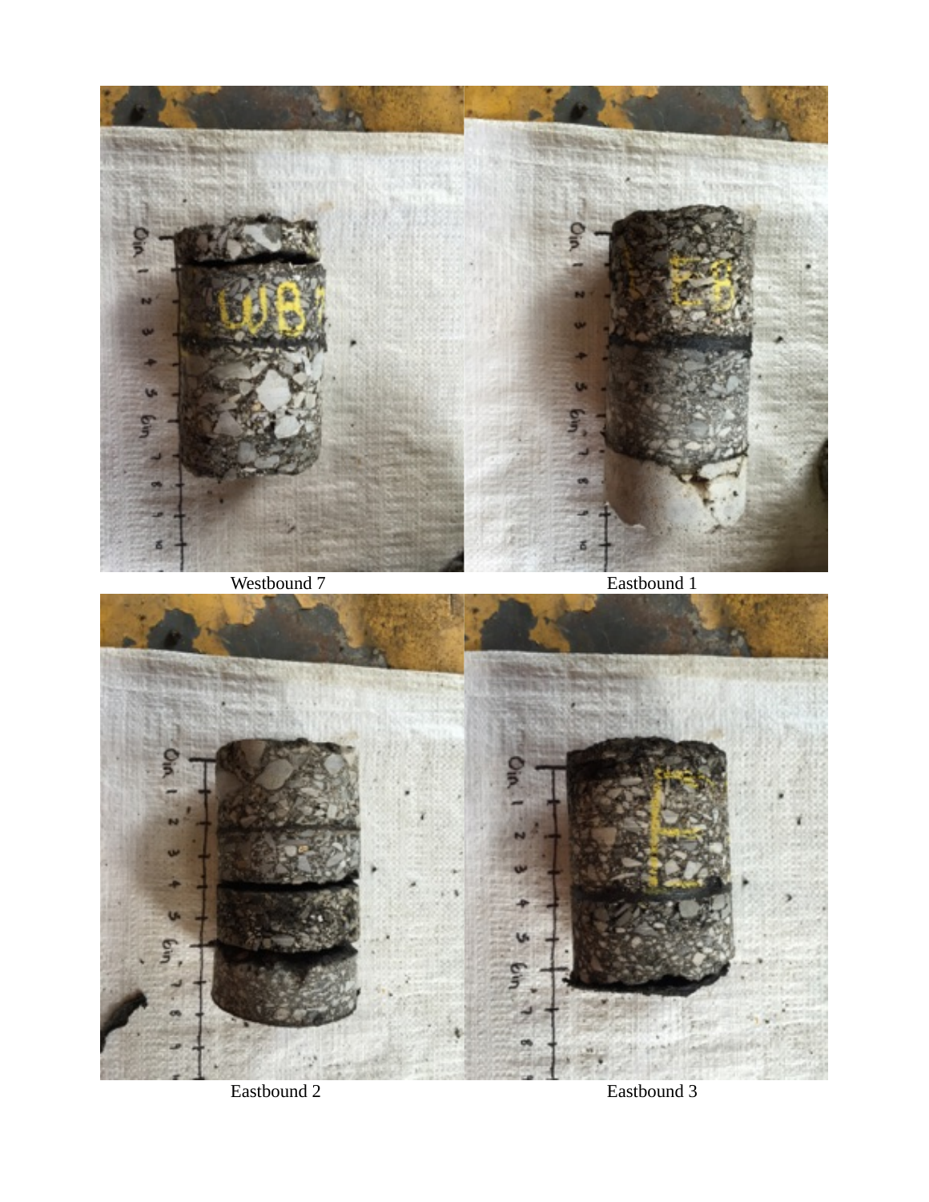Westbound 7

Eastbound 1

Eastbound 2

Eastbound 3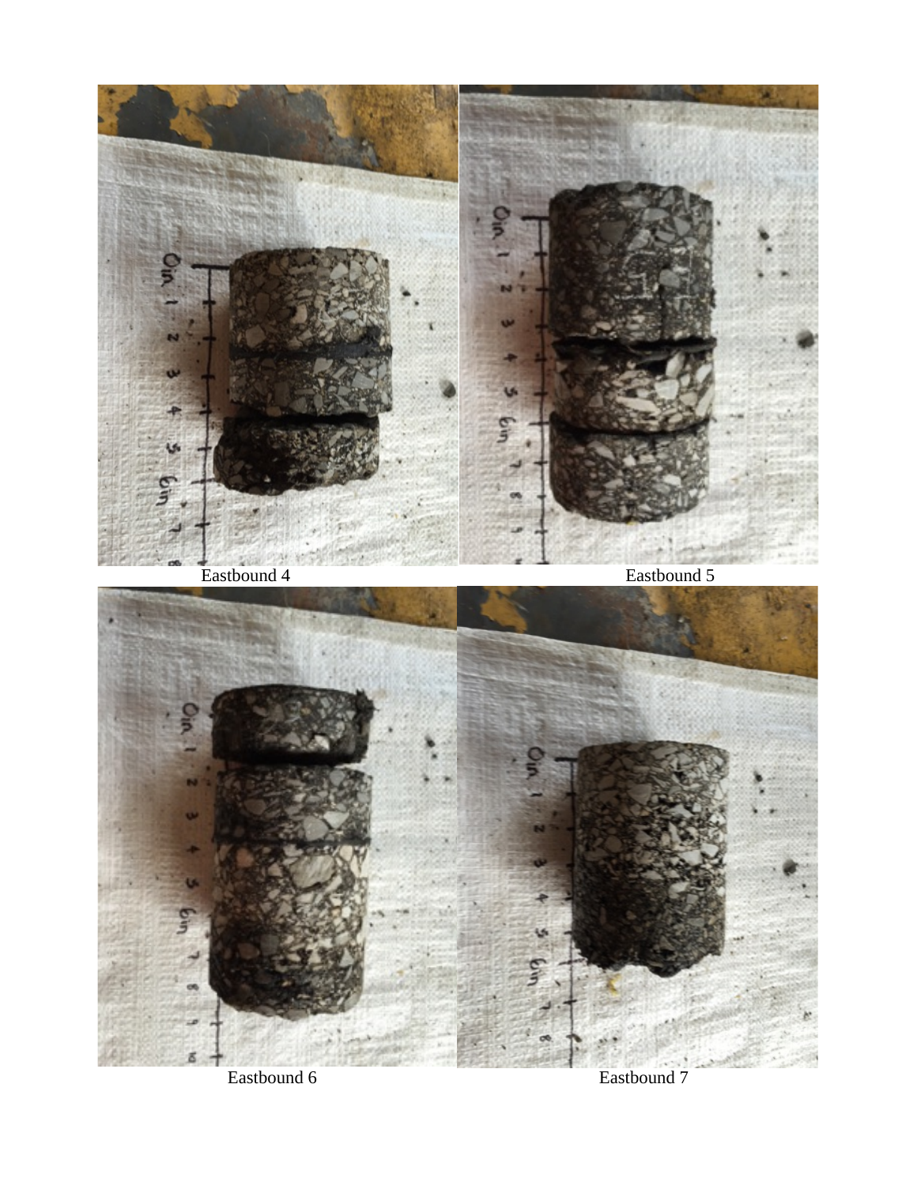Eastbound 4

Eastbound 5

Eastbound 6

Eastbound 7